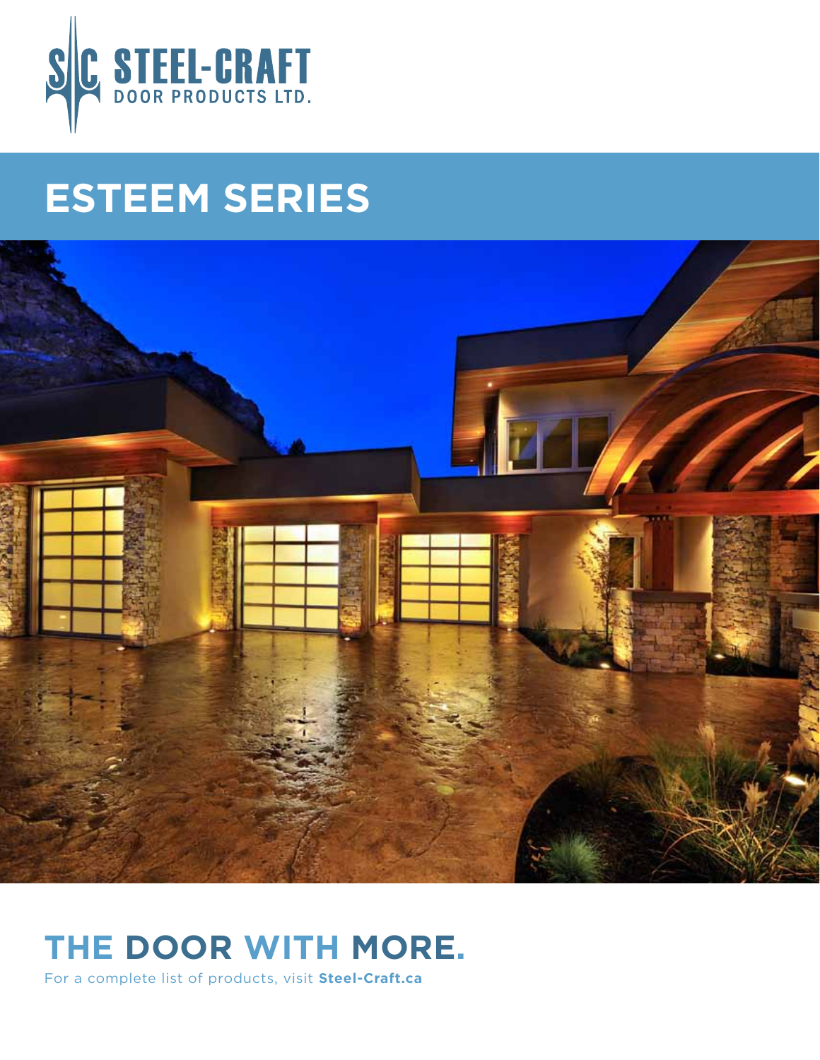STEEL-CRAFT DOOR PRODUCTS LTD.

# ESTEEM SERIES

## THE DOOR WITH MORE.

For a complete list of products, visit **Steel-Craft.ca**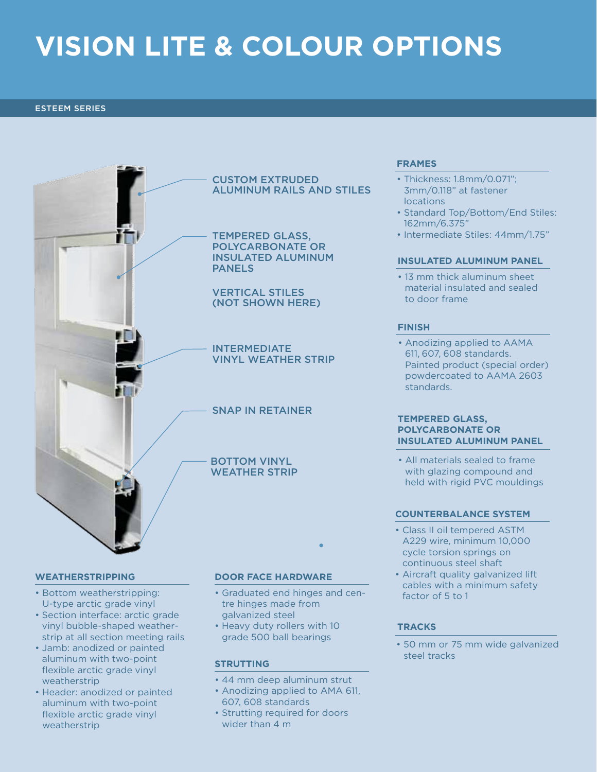# VISION LITE & COLOUR OPTIONS

ESTEEM SERIES

CUSTOM EXTRUDED ALUMINUM RAILS AND STILES

TEMPERED GLASS, POLYCARBONATE OR INSULATED ALUMINUM PANELS

VERTICAL STILES (NOT SHOWN HERE)

INTERMEDIATE VINYL WEATHER STRIP

SNAP IN RETAINER

BOTTOM VINYL WEATHER STRIP

### WEATHERSTRIPPING

- Bottom weatherstripping: U-type arctic grade vinyl
- Section interface: arctic grade vinyl bubble-shaped weather-strip at all section meeting rails
- Jamb: anodized or painted aluminum with two-point flexible arctic grade vinyl weatherstrip
- Header: anodized or painted aluminum with two-point flexible arctic grade vinyl weatherstrip

### DOOR FACE HARDWARE

- Graduated end hinges and centre hinges made from galvanized steel
- Heavy duty rollers with 10 grade 500 ball bearings

### STRUTTING

- 44 mm deep aluminum strut
- Anodizing applied to AMA 611, 607, 608 standards
- Strutting required for doors wider than 4 m

### FRAMES

- Thickness: 1.8mm/0.071"; 3mm/0.118" at fastener locations
- Standard Top/Bottom/End Stiles: 162mm/6.375"
- Intermediate Stiles: 44mm/1.75"

### INSULATED ALUMINUM PANEL

- 13 mm thick aluminum sheet material insulated and sealed to door frame

### FINISH

- Anodizing applied to AAMA 611, 607, 608 standards. Painted product (special order) powdercoated to AAMA 2603 standards.

### TEMPERED GLASS, POLYCARBONATE OR INSULATED ALUMINUM PANEL

- All materials sealed to frame with glazing compound and held with rigid PVC mouldings

### COUNTERBALANCE SYSTEM

- Class II oil tempered ASTM A229 wire, minimum 10,000 cycle torsion springs on continuous steel shaft
- Aircraft quality galvanized lift cables with a minimum safety factor of 5 to 1

### TRACKS

- 50 mm or 75 mm wide galvanized steel tracks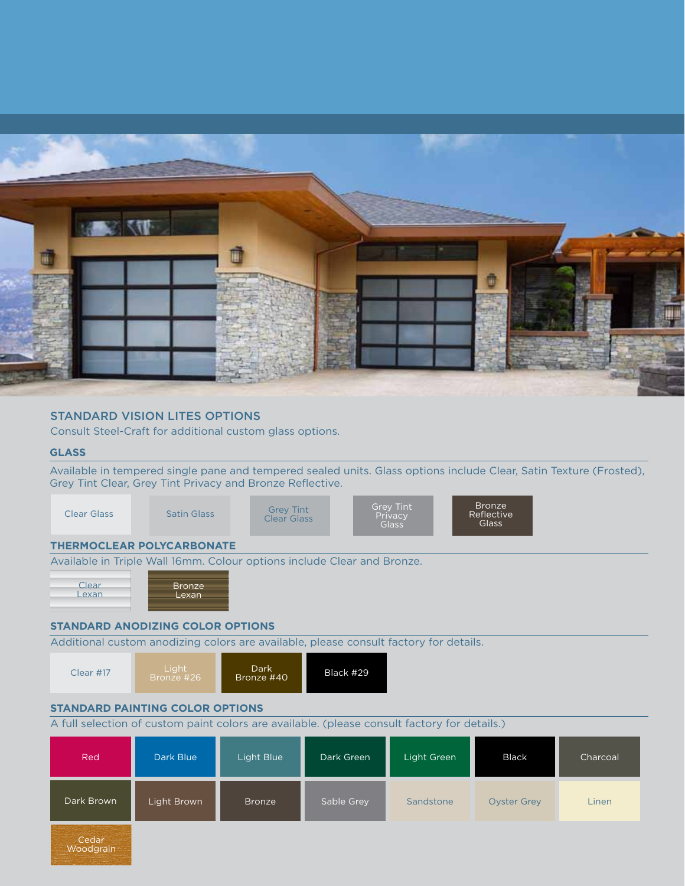## STANDARD VISION LITES OPTIONS

Consult Steel-Craft for additional custom glass options.

### GLASS

Available in tempered single pane and tempered sealed units. Glass options include Clear, Satin Texture (Frosted), Grey Tint Clear, Grey Tint Privacy and Bronze Reflective.

- Clear Glass
- Satin Glass
- Grey Tint Clear Glass
- Grey Tint Privacy Glass
- Bronze Reflective Glass

### THERMOCLEAR POLYCARBONATE

Available in Triple Wall 16mm. Colour options include Clear and Bronze.

- Clear Lexan
- Bronze Lexan

### STANDARD ANODIZING COLOR OPTIONS

Additional custom anodizing colors are available, please consult factory for details.

- Clear #17
- Light Bronze #26
- Dark Bronze #40
- Black #29

### STANDARD PAINTING COLOR OPTIONS

A full selection of custom paint colors are available. (please consult factory for details.)

- Red
- Dark Blue
- Light Blue
- Dark Green
- Light Green
- Black
- Charcoal
- Dark Brown
- Light Brown
- Bronze
- Sable Grey
- Sandstone
- Oyster Grey
- Linen
- Cedar Woodgrain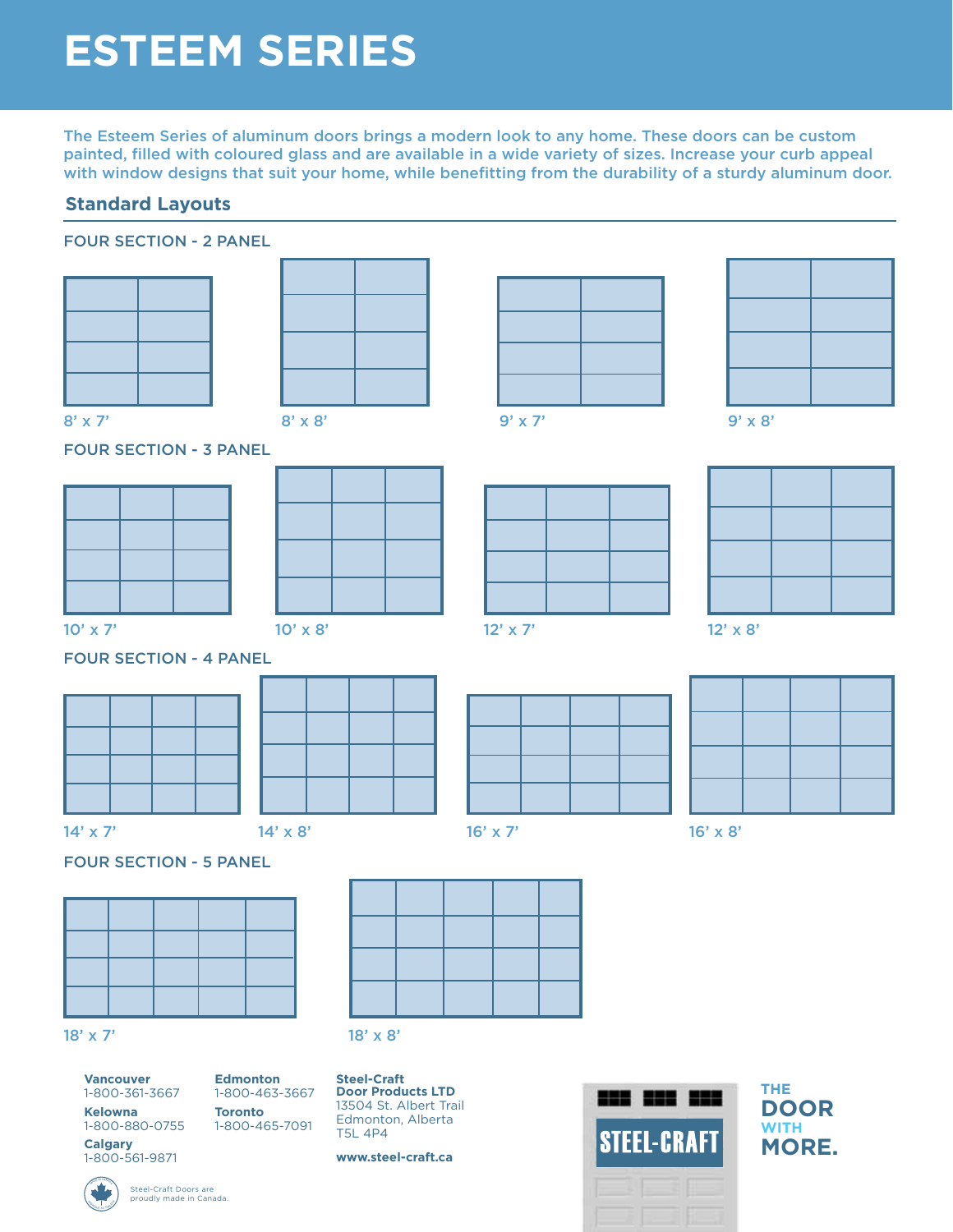# ESTEEM SERIES

The Esteem Series of aluminum doors brings a modern look to any home. These doors can be custom painted, filled with coloured glass and are available in a wide variety of sizes. Increase your curb appeal with window designs that suit your home, while benefitting from the durability of a sturdy aluminum door.

## Standard Layouts

### FOUR SECTION - 2 PANEL

8' x 7'

8' x 8'

9' x 7'

9' x 8'

### FOUR SECTION - 3 PANEL

10' x 7'

10' x 8'

12' x 7'

12' x 8'

### FOUR SECTION - 4 PANEL

14' x 7'

14' x 8'

16' x 7'

16' x 8'

### FOUR SECTION - 5 PANEL

18' x 7'

18' x 8'

**Vancouver**
1-800-361-3667

**Kelowna**
1-800-880-0755

**Calgary**
1-800-561-9871

**Edmonton**
1-800-463-3667

**Toronto**
1-800-465-7091

**Steel-Craft Door Products LTD**
13504 St. Albert Trail
Edmonton, Alberta
T5L 4P4

**www.steel-craft.ca**

Steel-Craft Doors are proudly made in Canada.

STEEL-CRAFT

THE DOOR WITH MORE.